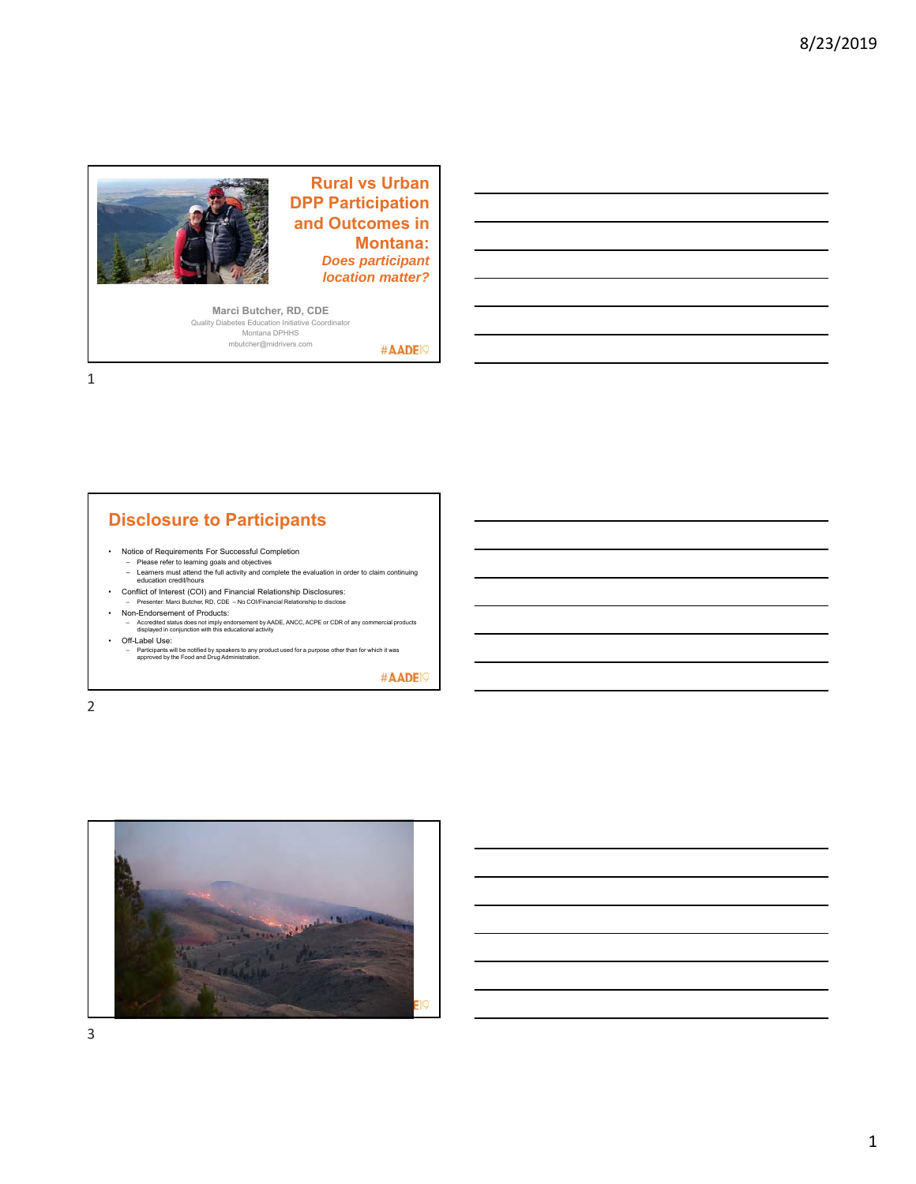# Rural vs Urban DPP Participation and Outcomes in Montana:

*Does participant location matter?*

**Marci Butcher, RD, CDE**
Quality Diabetes Education Initiative Coordinator
Montana DPHHS
mbutcher@midrivers.com

#AADE19

## Disclosure to Participants

- Notice of Requirements For Successful Completion
  - Please refer to learning goals and objectives
  - Learners must attend the full activity and complete the evaluation in order to claim continuing education credit/hours
- Conflict of Interest (COI) and Financial Relationship Disclosures:
  - Presenter: Marci Butcher, RD, CDE – No COI/Financial Relationship to disclose
- Non-Endorsement of Products:
  - Accredited status does not imply endorsement by AADE, ANCC, ACPE or CDR of any commercial products displayed in conjunction with this educational activity
- Off-Label Use:
  - Participants will be notified by speakers to any product used for a purpose other than for which it was approved by the Food and Drug Administration.

#AADE19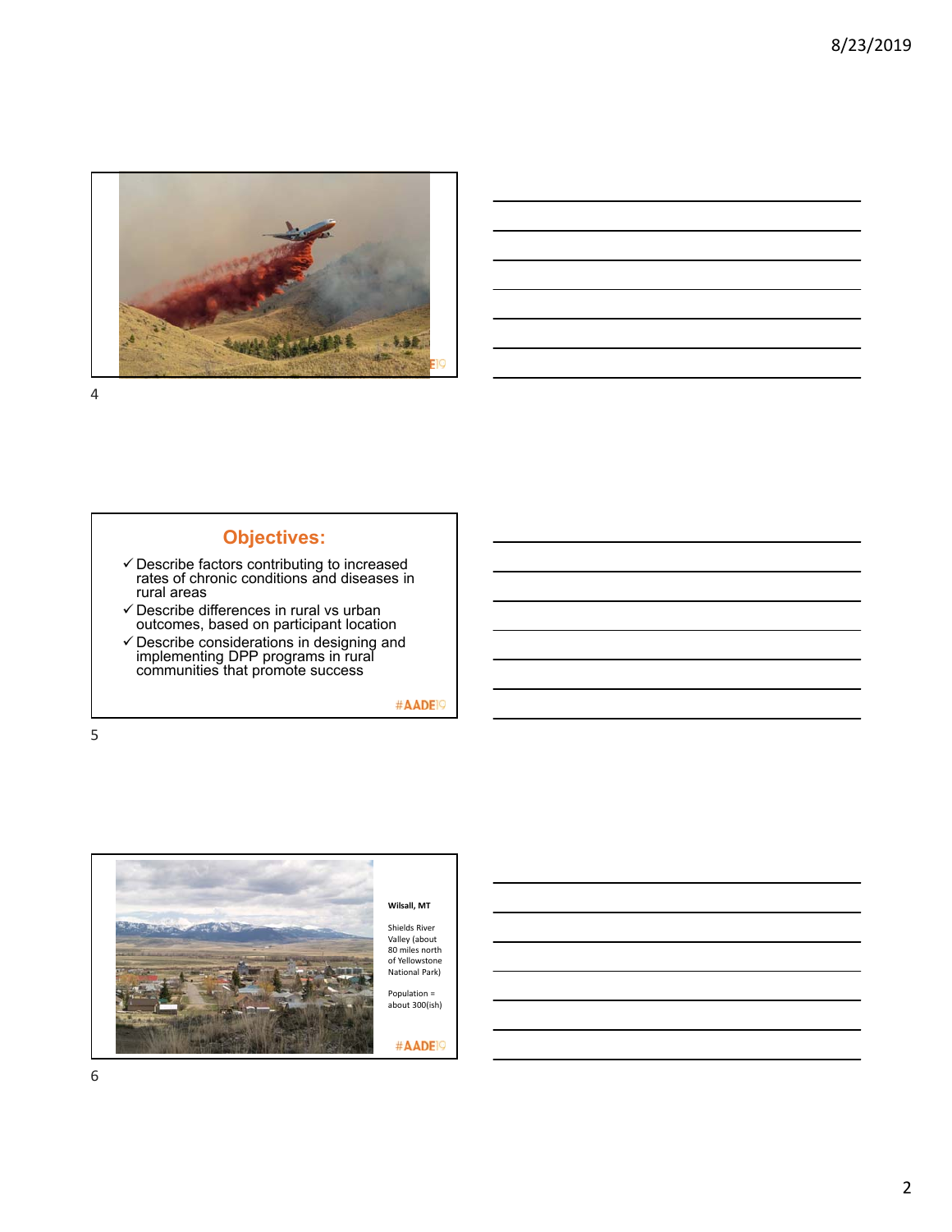## Objectives:

- ✓ Describe factors contributing to increased rates of chronic conditions and diseases in rural areas
- ✓ Describe differences in rural vs urban outcomes, based on participant location
- ✓ Describe considerations in designing and implementing DPP programs in rural communities that promote success

#AADE19

**Wilsall, MT**

Shields River Valley (about 80 miles north of Yellowstone National Park)

Population = about 300(ish)

#AADE19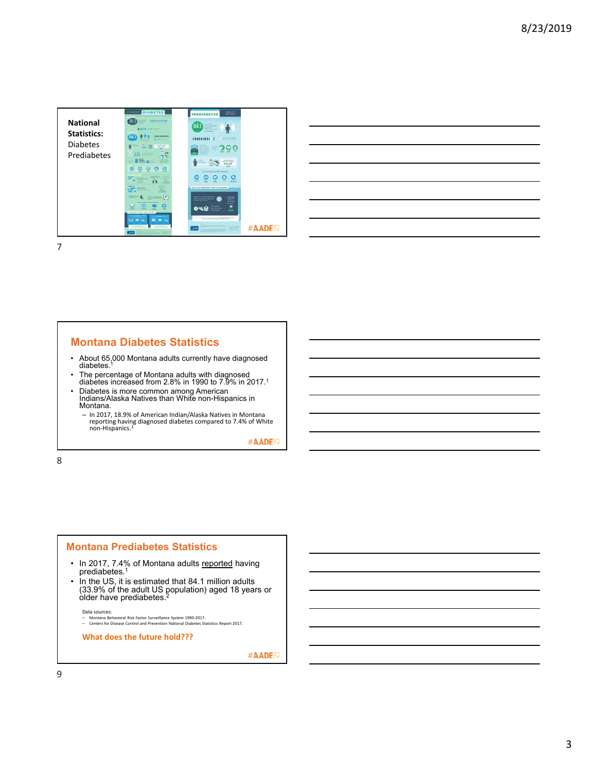**National Statistics:**
Diabetes
Prediabetes

#AADE19

## Montana Diabetes Statistics

- About 65,000 Montana adults currently have diagnosed diabetes.[1]
- The percentage of Montana adults with diagnosed diabetes increased from 2.8% in 1990 to 7.9% in 2017.[1]
- Diabetes is more common among American Indians/Alaska Natives than White non-Hispanics in Montana.
  - In 2017, 18.9% of American Indian/Alaska Natives in Montana reporting having diagnosed diabetes compared to 7.4% of White non-Hispanics.[1]

#AADE19

## Montana Prediabetes Statistics

- In 2017, 7.4% of Montana adults reported having prediabetes.[1]
- In the US, it is estimated that 84.1 million adults (33.9% of the adult US population) aged 18 years or older have prediabetes.[2]

Data sources:
- Montana Behavioral Risk Factor Surveillance System 1990-2017.
- Centers for Disease Control and Prevention National Diabetes Statistics Report 2017.

**What does the future hold???**

#AADE19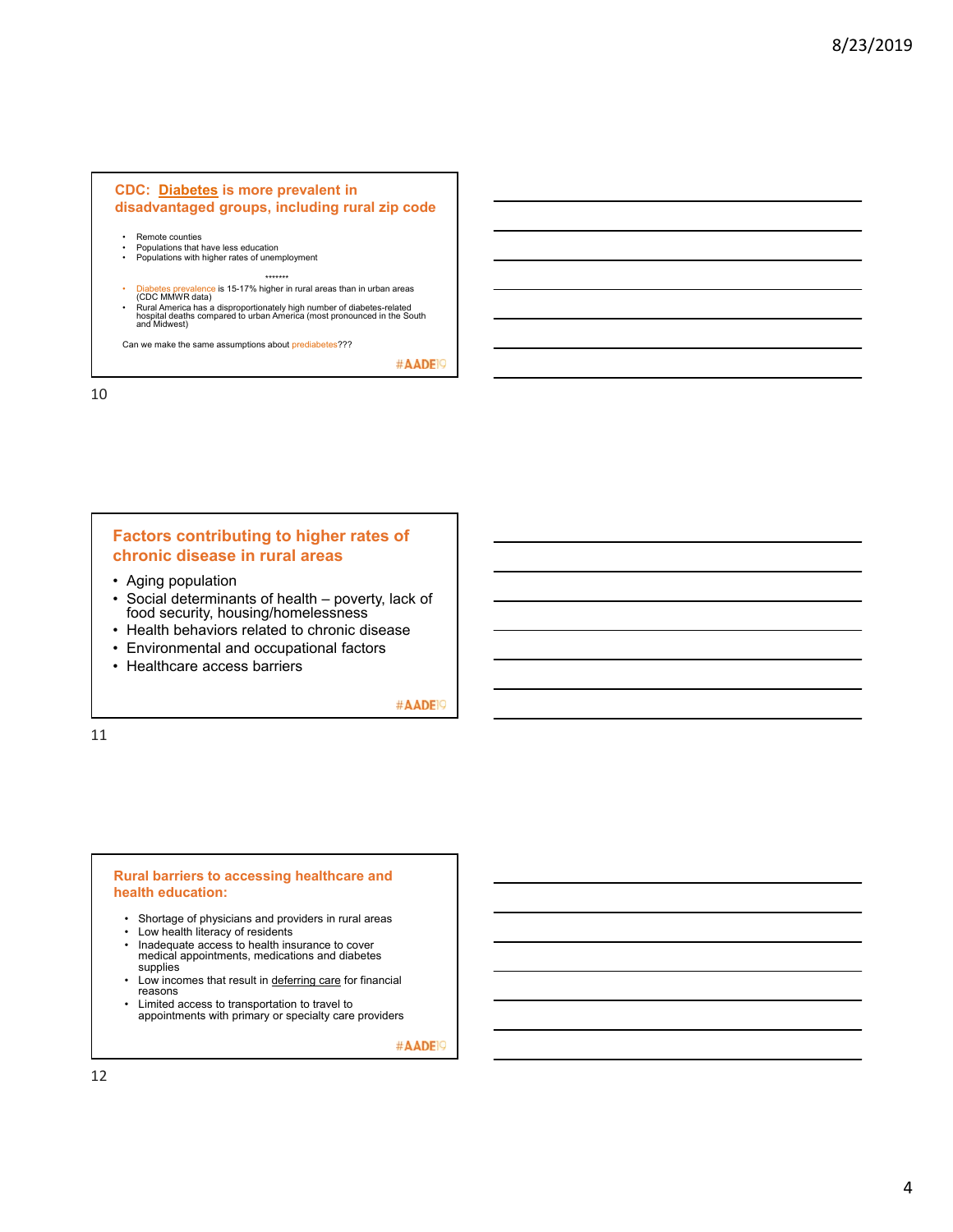## CDC: Diabetes is more prevalent in disadvantaged groups, including rural zip code

- Remote counties
- Populations that have less education
- Populations with higher rates of unemployment

*******

- Diabetes prevalence is 15-17% higher in rural areas than in urban areas (CDC MMWR data)
- Rural America has a disproportionately high number of diabetes-related hospital deaths compared to urban America (most pronounced in the South and Midwest)

Can we make the same assumptions about prediabetes???

#AADE19

## Factors contributing to higher rates of chronic disease in rural areas

- Aging population
- Social determinants of health – poverty, lack of food security, housing/homelessness
- Health behaviors related to chronic disease
- Environmental and occupational factors
- Healthcare access barriers

#AADE19

## Rural barriers to accessing healthcare and health education:

- Shortage of physicians and providers in rural areas
- Low health literacy of residents
- Inadequate access to health insurance to cover medical appointments, medications and diabetes supplies
- Low incomes that result in deferring care for financial reasons
- Limited access to transportation to travel to appointments with primary or specialty care providers

#AADE19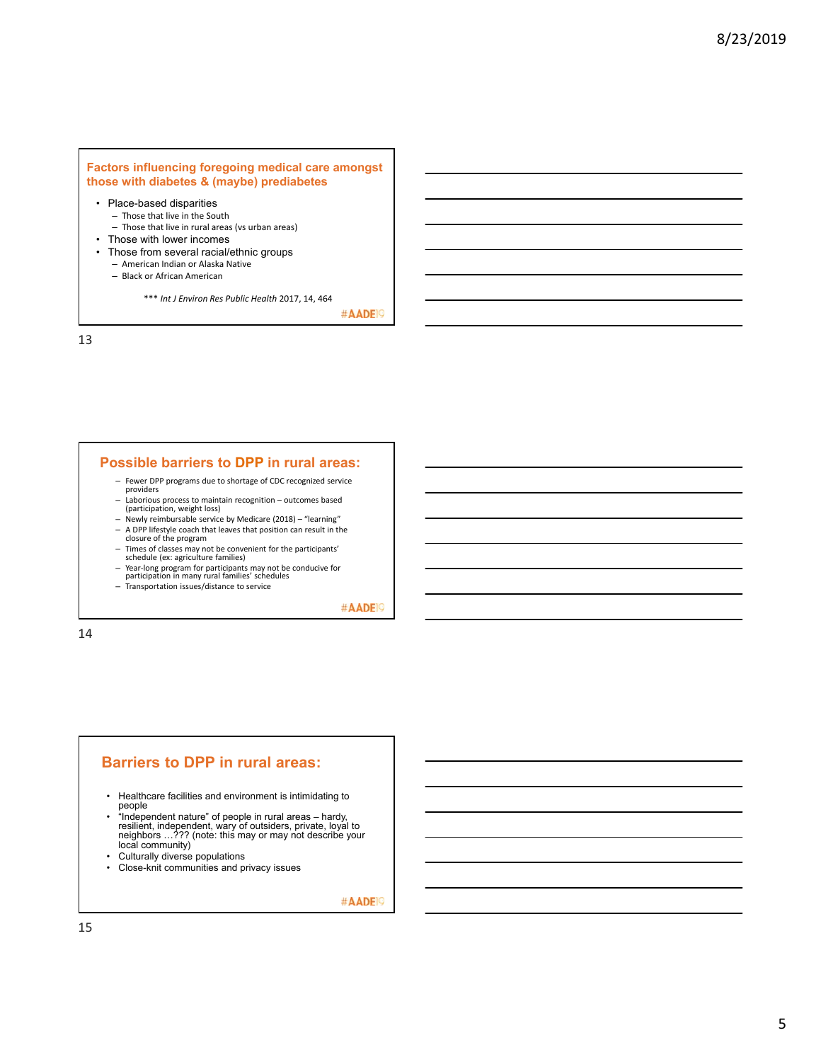## Factors influencing foregoing medical care amongst those with diabetes & (maybe) prediabetes

- Place-based disparities
  - Those that live in the South
  - Those that live in rural areas (vs urban areas)
- Those with lower incomes
- Those from several racial/ethnic groups
  - American Indian or Alaska Native
  - Black or African American

*** *Int J Environ Res Public Health* 2017, 14, 464

#AADE19

## Possible barriers to DPP in rural areas:

- Fewer DPP programs due to shortage of CDC recognized service providers
- Laborious process to maintain recognition – outcomes based (participation, weight loss)
- Newly reimbursable service by Medicare (2018) – "learning"
- A DPP lifestyle coach that leaves that position can result in the closure of the program
- Times of classes may not be convenient for the participants' schedule (ex: agriculture families)
- Year-long program for participants may not be conducive for participation in many rural families' schedules
- Transportation issues/distance to service

#AADE19

## Barriers to DPP in rural areas:

- Healthcare facilities and environment is intimidating to people
- "Independent nature" of people in rural areas – hardy, resilient, independent, wary of outsiders, private, loyal to neighbors …??? (note: this may or may not describe your local community)
- Culturally diverse populations
- Close-knit communities and privacy issues

#AADE19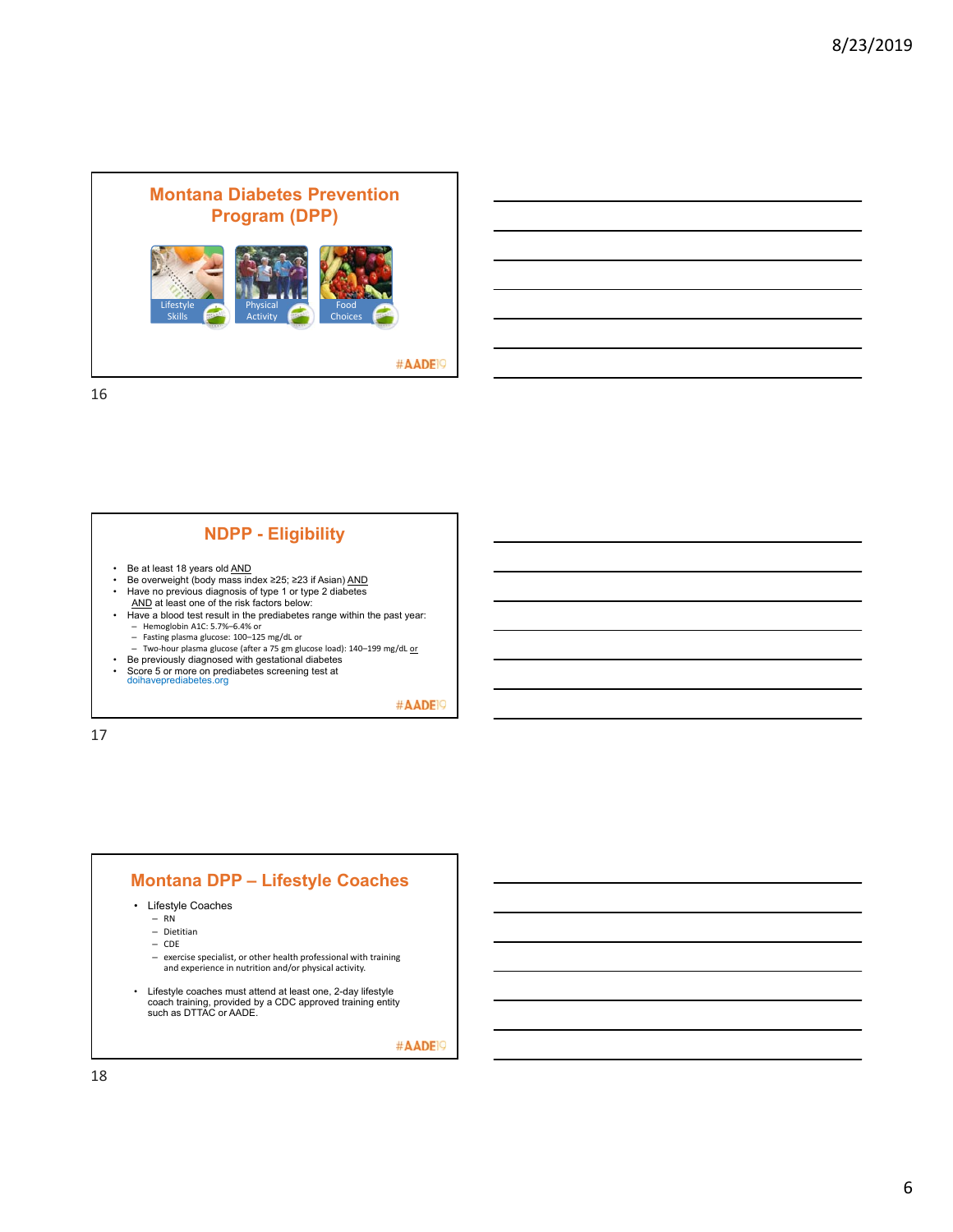## Montana Diabetes Prevention Program (DPP)

Lifestyle Skills

Physical Activity

Food Choices

#AADE19

## NDPP - Eligibility

- Be at least 18 years old AND
- Be overweight (body mass index ≥25; ≥23 if Asian) AND
- Have no previous diagnosis of type 1 or type 2 diabetes AND at least one of the risk factors below:
- Have a blood test result in the prediabetes range within the past year:
  - Hemoglobin A1C: 5.7%–6.4% or
  - Fasting plasma glucose: 100–125 mg/dL or
  - Two-hour plasma glucose (after a 75 gm glucose load): 140–199 mg/dL or
- Be previously diagnosed with gestational diabetes
- Score 5 or more on prediabetes screening test at doihaveprediabetes.org

#AADE19

## Montana DPP – Lifestyle Coaches

- Lifestyle Coaches
  - RN
  - Dietitian
  - CDE
  - exercise specialist, or other health professional with training and experience in nutrition and/or physical activity.
- Lifestyle coaches must attend at least one, 2-day lifestyle coach training, provided by a CDC approved training entity such as DTTAC or AADE.

#AADE19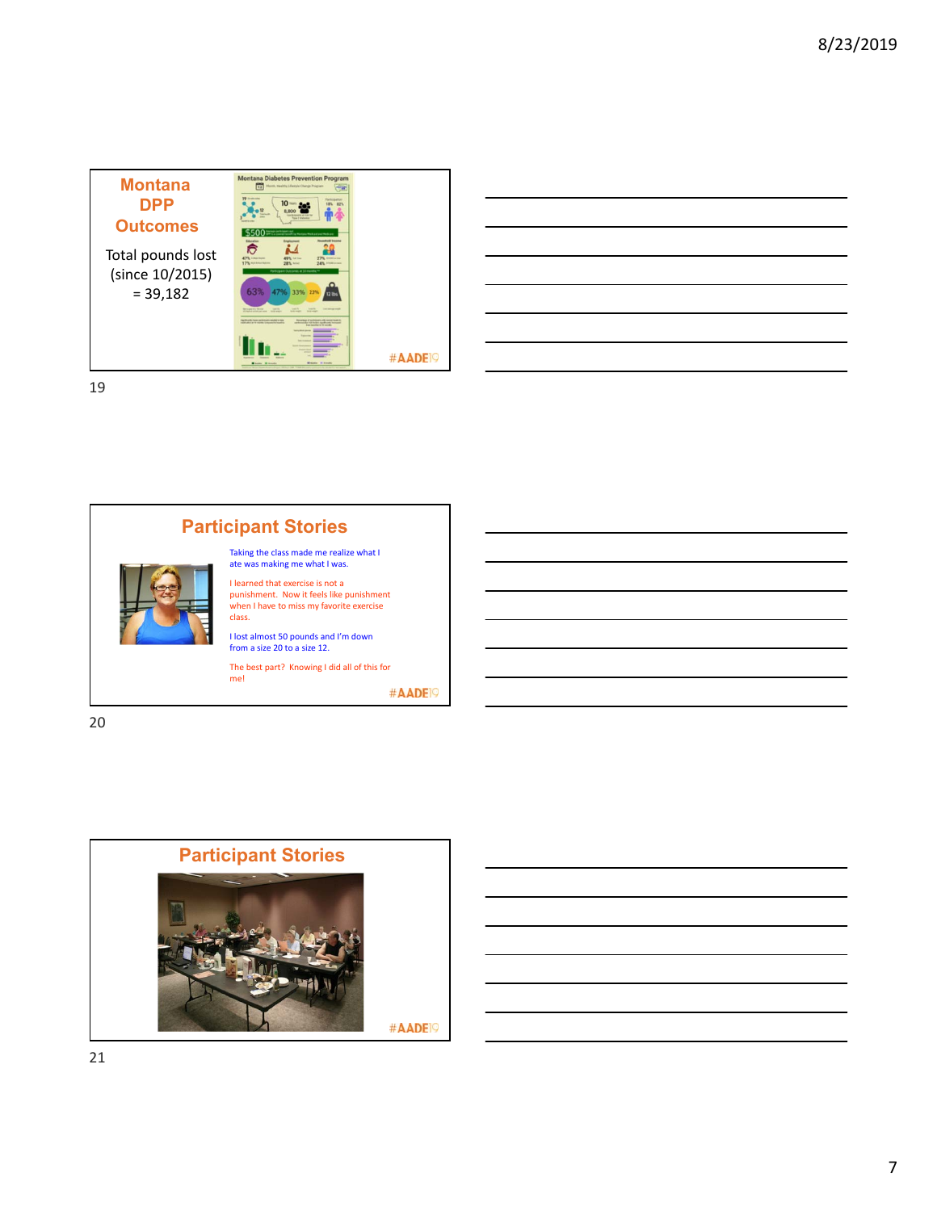## Montana DPP Outcomes

Total pounds lost (since 10/2015) = 39,182

#AADE19

## Participant Stories

Taking the class made me realize what I ate was making me what I was.

I learned that exercise is not a punishment. Now it feels like punishment when I have to miss my favorite exercise class.

I lost almost 50 pounds and I'm down from a size 20 to a size 12.

The best part? Knowing I did all of this for me!

#AADE19

## Participant Stories

#AADE19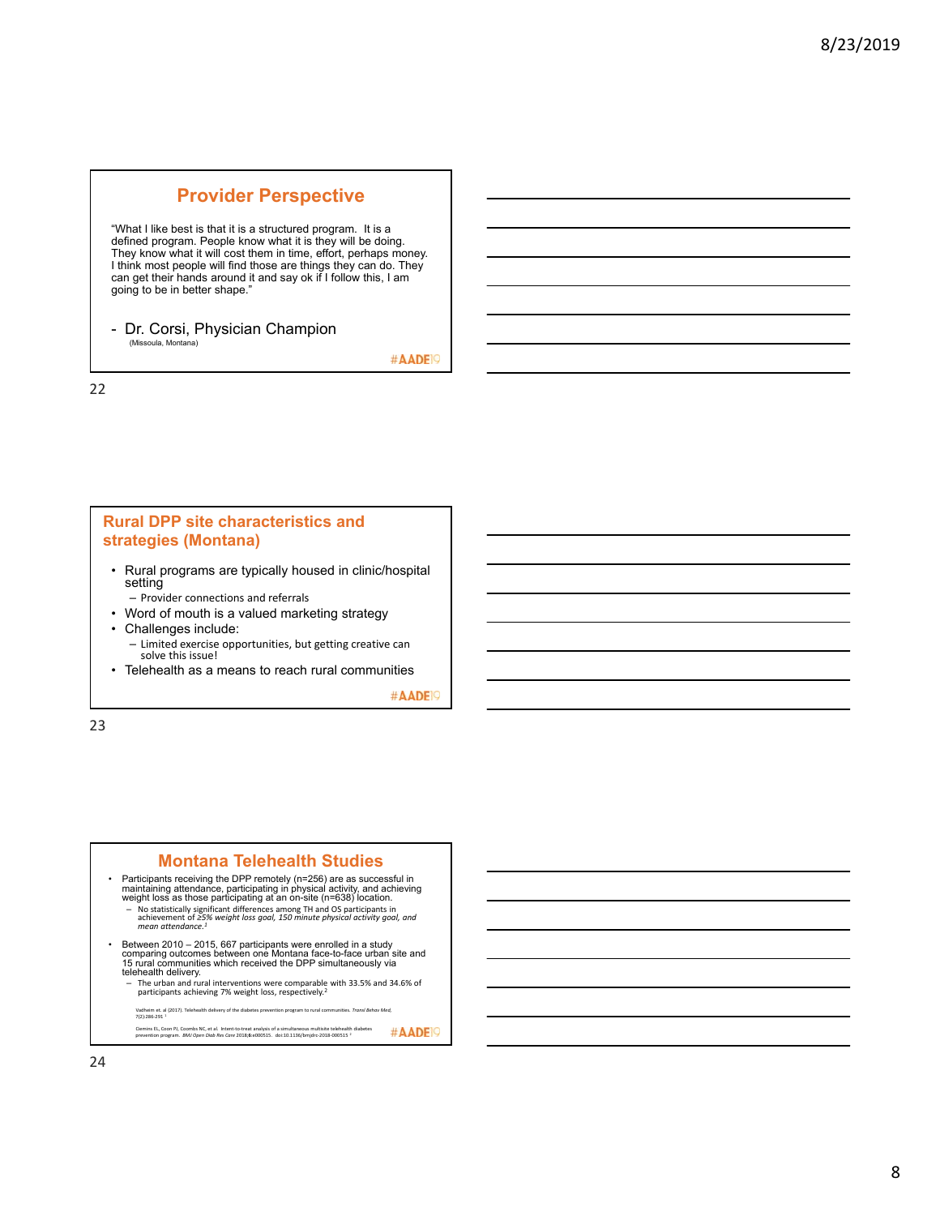## Provider Perspective

"What I like best is that it is a structured program. It is a defined program. People know what it is they will be doing. They know what it will cost them in time, effort, perhaps money. I think most people will find those are things they can do. They can get their hands around it and say ok if I follow this, I am going to be in better shape."

- Dr. Corsi, Physician Champion
  (Missoula, Montana)

#AADE19

## Rural DPP site characteristics and strategies (Montana)

- Rural programs are typically housed in clinic/hospital setting
  - Provider connections and referrals
- Word of mouth is a valued marketing strategy
- Challenges include:
  - Limited exercise opportunities, but getting creative can solve this issue!
- Telehealth as a means to reach rural communities

#AADE19

## Montana Telehealth Studies

- Participants receiving the DPP remotely (n=256) are as successful in maintaining attendance, participating in physical activity, and achieving weight loss as those participating at an on-site (n=638) location.
  - No statistically significant differences among TH and OS participants in achievement of *≥5% weight loss goal, 150 minute physical activity goal, and mean attendance.*[1]
- Between 2010 – 2015, 667 participants were enrolled in a study comparing outcomes between one Montana face-to-face urban site and 15 rural communities which received the DPP simultaneously via telehealth delivery.
  - The urban and rural interventions were comparable with 33.5% and 34.6% of participants achieving 7% weight loss, respectively.[2]

Vadheim et. al (2017). Telehealth delivery of the diabetes prevention program to rural communities. *Transl Behav Med,* 7(2):286-291 [1]

Ciemins EL, Coon PJ, Coombs NC, et al. Intent-to-treat analysis of a simultaneous multisite telehealth diabetes prevention program. *BMJ Open Diab Res Care* 2018;6:e000515. doi:10.1136/bmjdrc-2018-000515 [2]

#AADE19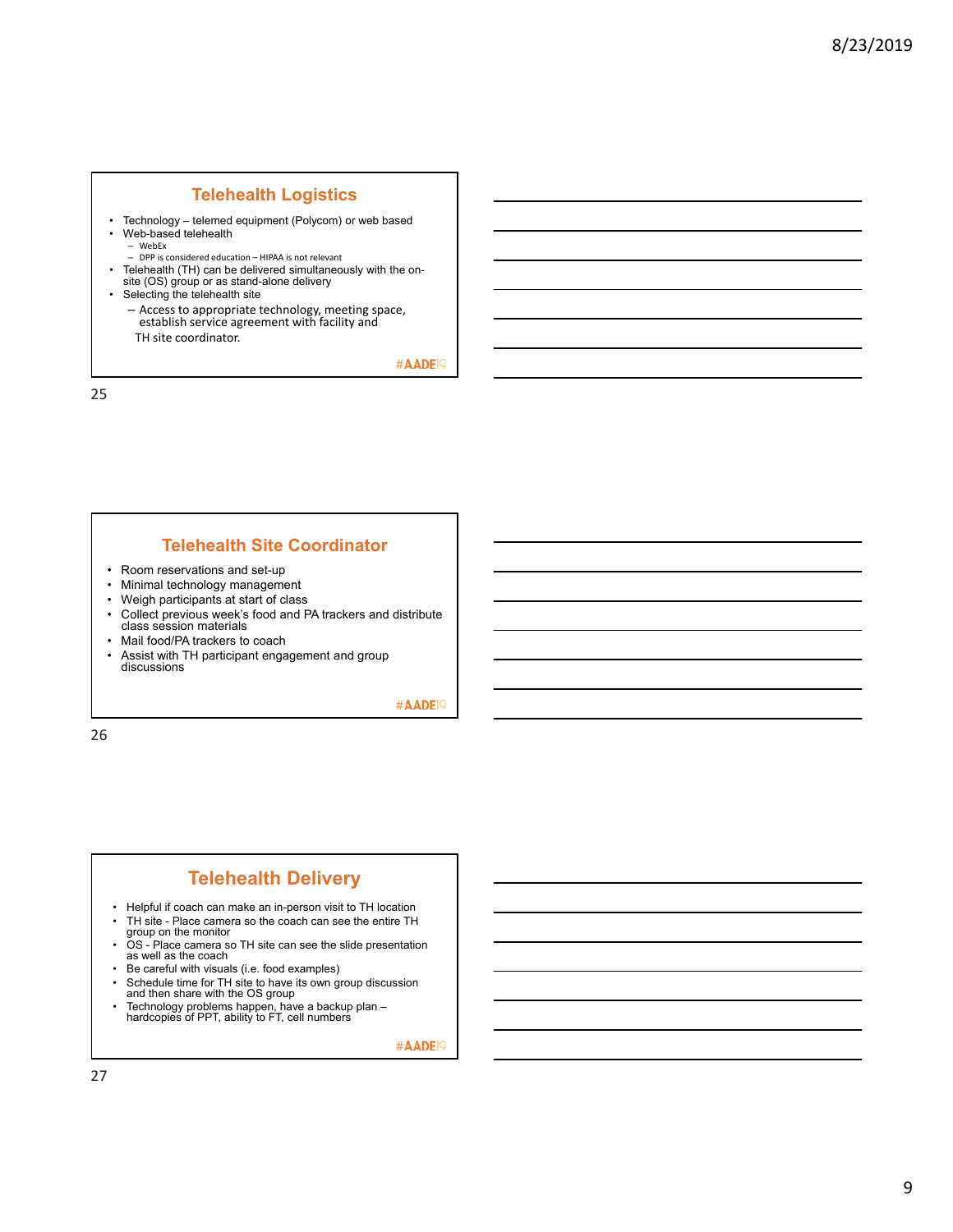## Telehealth Logistics

- Technology – telemed equipment (Polycom) or web based
- Web-based telehealth
  - WebEx
  - DPP is considered education – HIPAA is not relevant
- Telehealth (TH) can be delivered simultaneously with the on-site (OS) group or as stand-alone delivery
- Selecting the telehealth site
  - Access to appropriate technology, meeting space, establish service agreement with facility and TH site coordinator.

#AADE19

## Telehealth Site Coordinator

- Room reservations and set-up
- Minimal technology management
- Weigh participants at start of class
- Collect previous week's food and PA trackers and distribute class session materials
- Mail food/PA trackers to coach
- Assist with TH participant engagement and group discussions

#AADE19

## Telehealth Delivery

- Helpful if coach can make an in-person visit to TH location
- TH site - Place camera so the coach can see the entire TH group on the monitor
- OS - Place camera so TH site can see the slide presentation as well as the coach
- Be careful with visuals (i.e. food examples)
- Schedule time for TH site to have its own group discussion and then share with the OS group
- Technology problems happen, have a backup plan – hardcopies of PPT, ability to FT, cell numbers

#AADE19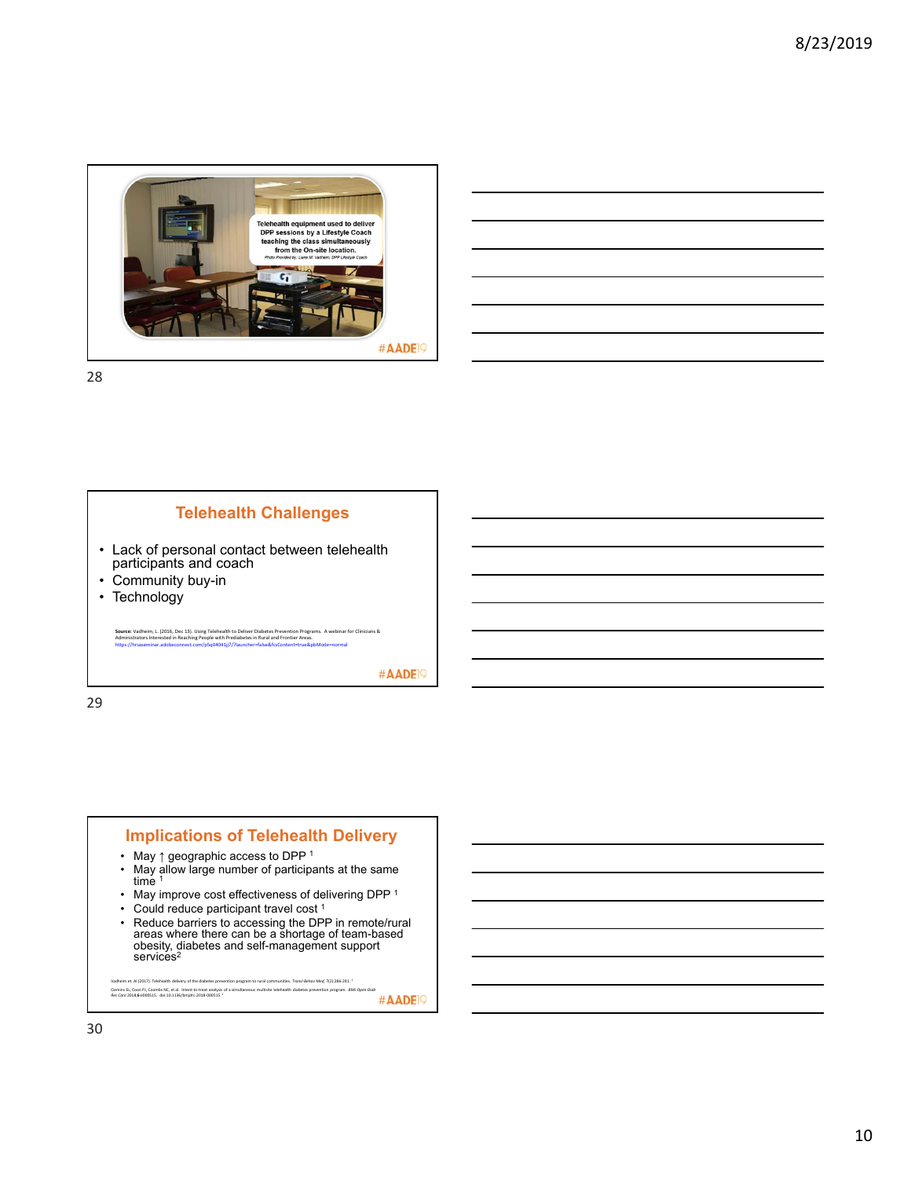Telehealth equipment used to deliver DPP sessions by a Lifestyle Coach teaching the class simultaneously from the On-site location.

*Photo Provided by: Liane M. Vadheim, DPP Lifestyle Coach*

## Telehealth Challenges

- Lack of personal contact between telehealth participants and coach
- Community buy-in
- Technology

**Source:** Vadheim, L. (2016, Dec 13). Using Telehealth to Deliver Diabetes Prevention Programs. A webinar for Clinicians & Administrators Interested in Reaching People with Prediabetes in Rural and Frontier Areas. https://hrsaseminar.adobeconnect.com/p5q04041jj7/?launcher=false&fcsContent=true&pbMode=normal

## Implications of Telehealth Delivery

- May ↑ geographic access to DPP [1]
- May allow large number of participants at the same time [1]
- May improve cost effectiveness of delivering DPP [1]
- Could reduce participant travel cost [1]
- Reduce barriers to accessing the DPP in remote/rural areas where there can be a shortage of team-based obesity, diabetes and self-management support services[2]

Vadheim et. Al (2017). Telehealth delivery of the diabetes prevention program to rural communities. *Transl Behav Med*, 7(2):286-291. [1]

Gemins EL, Coon PJ, Coombs NC, et al. Intent-to-treat analysis of a simultaneous multisite telehealth diabetes prevention program. *BMJ Open Diab Res Care* 2018;6:e000515. doi:10.1136/bmjdrc-2018-000515 [2]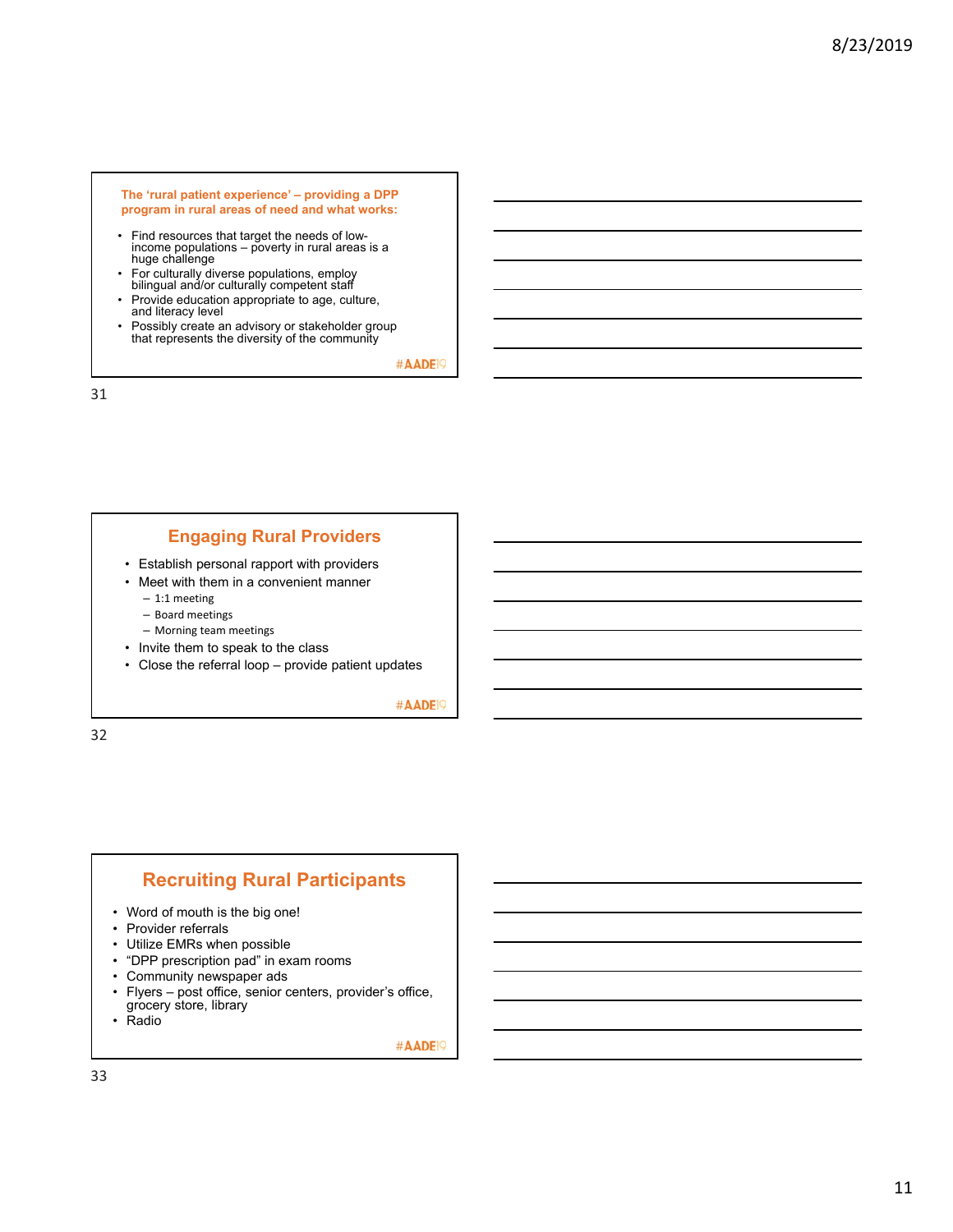## The 'rural patient experience' – providing a DPP program in rural areas of need and what works:

- Find resources that target the needs of low-income populations – poverty in rural areas is a huge challenge
- For culturally diverse populations, employ bilingual and/or culturally competent staff
- Provide education appropriate to age, culture, and literacy level
- Possibly create an advisory or stakeholder group that represents the diversity of the community

#AADE19

## Engaging Rural Providers

- Establish personal rapport with providers
- Meet with them in a convenient manner
  - 1:1 meeting
  - Board meetings
  - Morning team meetings
- Invite them to speak to the class
- Close the referral loop – provide patient updates

#AADE19

## Recruiting Rural Participants

- Word of mouth is the big one!
- Provider referrals
- Utilize EMRs when possible
- "DPP prescription pad" in exam rooms
- Community newspaper ads
- Flyers – post office, senior centers, provider's office, grocery store, library
- Radio

#AADE19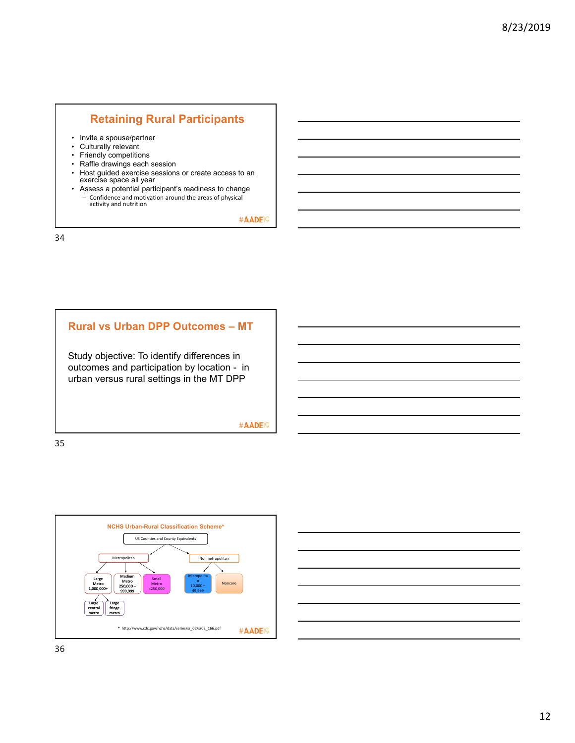## Retaining Rural Participants

- Invite a spouse/partner
- Culturally relevant
- Friendly competitions
- Raffle drawings each session
- Host guided exercise sessions or create access to an exercise space all year
- Assess a potential participant's readiness to change
  - Confidence and motivation around the areas of physical activity and nutrition

#AADE19

## Rural vs Urban DPP Outcomes – MT

Study objective: To identify differences in outcomes and participation by location - in urban versus rural settings in the MT DPP

#AADE19

## NCHS Urban-Rural Classification Scheme*

- US Counties and County Equivalents
  - Metropolitan
    - Large Metro 1,000,000+
      - Large central metro
      - Large fringe metro
    - Medium Metro 250,000 – 999,999
    - Small Metro <250,000
  - Nonmetropolitan
    - Micropolitan 10,000 – 49,999
    - Noncore

* http://www.cdc.gov/nchs/data/series/sr_02/sr02_166.pdf

#AADE19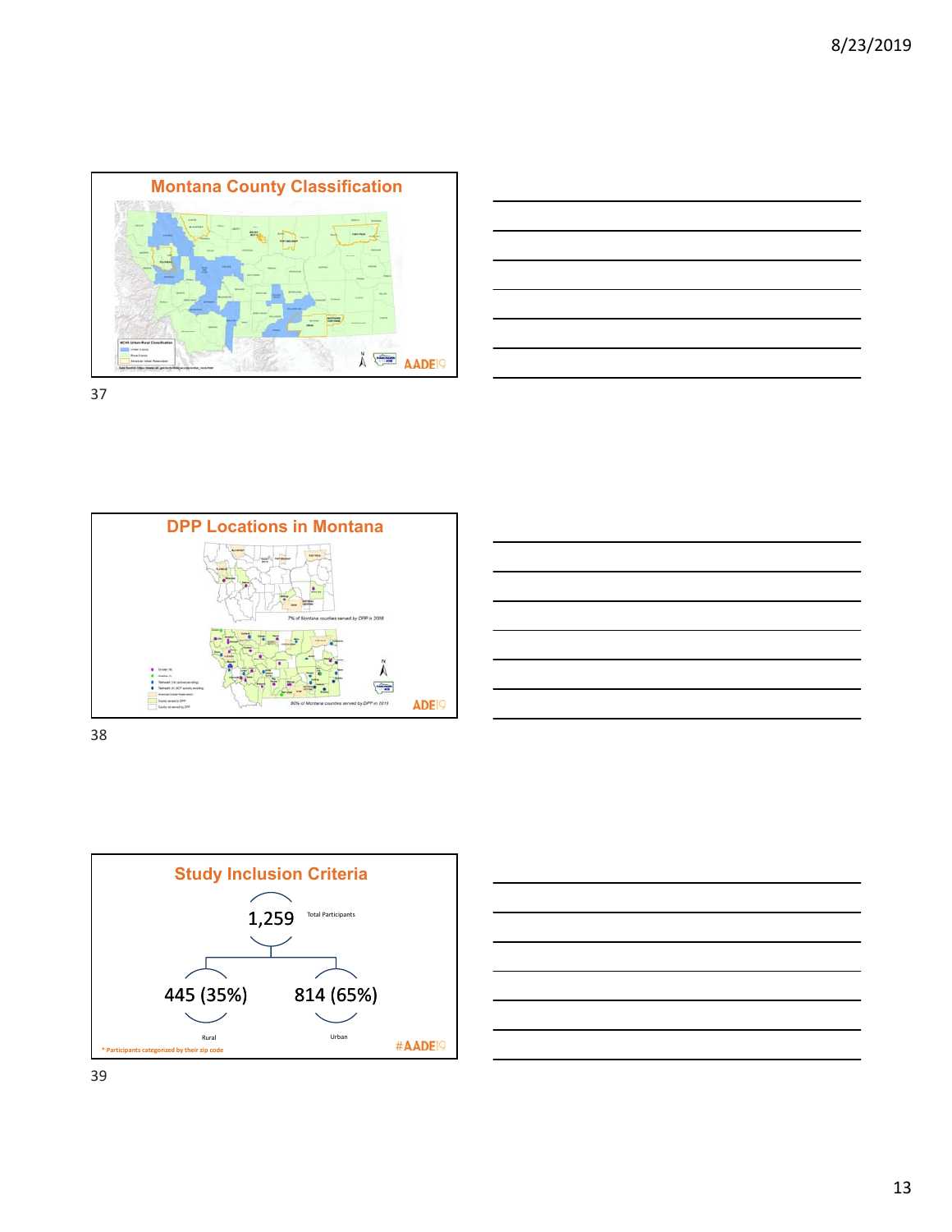## Montana County Classification

## DPP Locations in Montana

7% of Montana counties served by DPP in 2008

80% of Montana counties served by DPP in 2019

## Study Inclusion Criteria

1,259 Total Participants

445 (35%) Rural

814 (65%) Urban

* Participants categorized by their zip code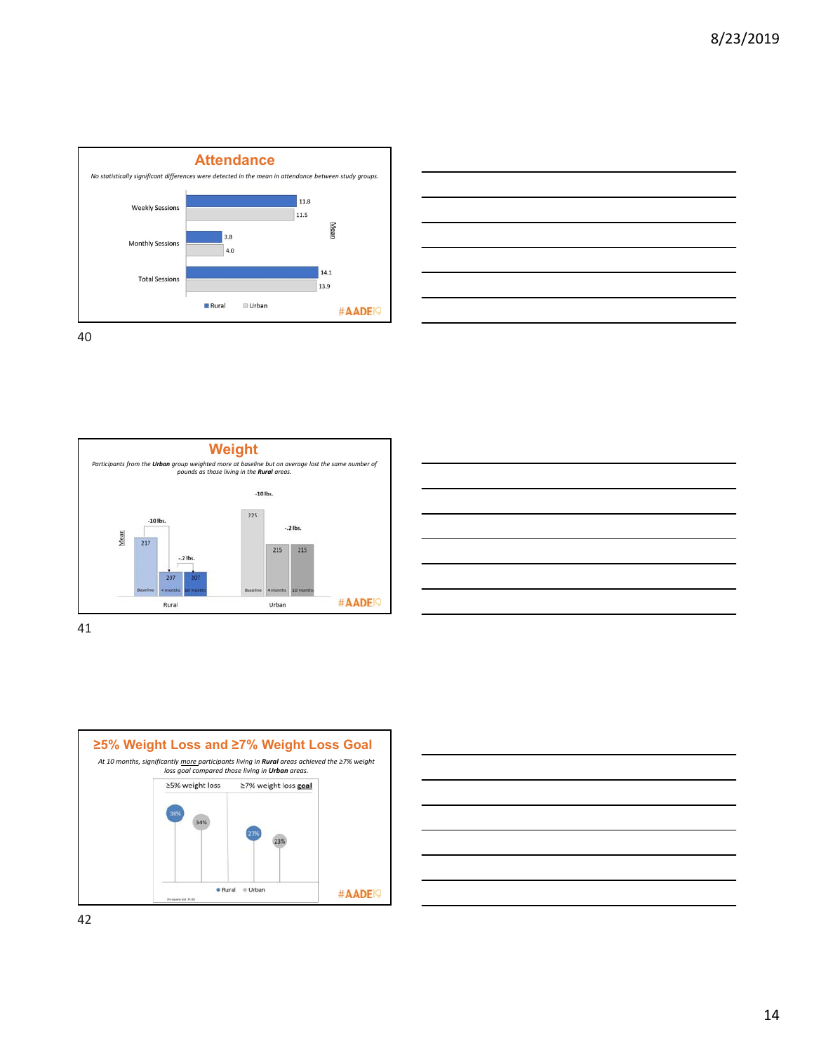## Attendance

*No statistically significant differences were detected in the mean in attendance between study groups.*

| | Rural | Urban |
|---|---|---|
| Weekly Sessions | 11.8 | 11.5 |
| Monthly Sessions | 3.8 | 4.0 |
| Total Sessions | 14.1 | 13.9 |

Mean

#AADE19

## Weight

*Participants from the* ***Urban*** *group weighted more at baseline but on average lost the same number of pounds as those living in the* ***Rural*** *areas.*

| | Baseline | 4 months | 10 months |
|---|---|---|---|
| Rural | 217 | 207 | 207 |
| Urban | 225 | 215 | 215 |

Rural: -10 lbs. (Baseline to 4 months); -.2 lbs. (4 months to 10 months)

Urban: -10 lbs. (Baseline to 4 months); -.2 lbs. (4 months to 10 months)

Mean

#AADE19

## ≥5% Weight Loss and ≥7% Weight Loss Goal

*At 10 months, significantly* *__more__* *participants living in* ***Rural*** *areas achieved the ≥7% weight loss goal compared those living in* ***Urban*** *areas.*

| | ≥5% weight loss | ≥7% weight loss **goal** |
|---|---|---|
| Rural | 38% | 27% |
| Urban | 34% | 23% |

Chi-square test P<.05

#AADE19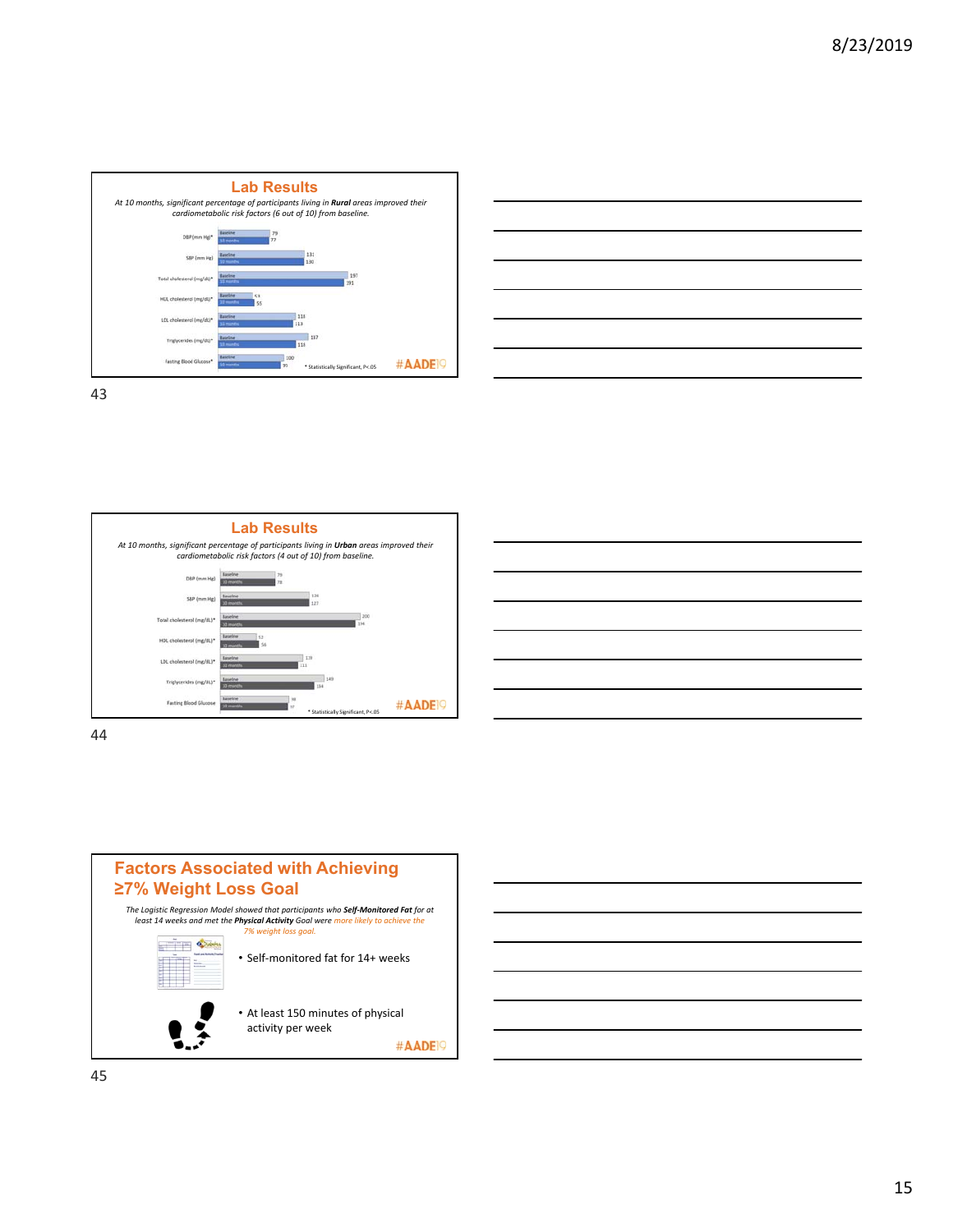## Lab Results

*At 10 months, significant percentage of participants living in **Rural** areas improved their cardiometabolic risk factors (6 out of 10) from baseline.*

| Measure | Baseline | 10 months |
| --- | --- | --- |
| DBP (mm Hg)* | 79 | 77 |
| SBP (mm Hg) | 131 | 130 |
| Total cholesterol (mg/dL)* | 197 | 191 |
| HDL cholesterol (mg/dL)* | 53 | 55 |
| LDL cholesterol (mg/dL)* | 115 | 113 |
| Triglycerides (mg/dL)* | 137 | 118 |
| Fasting Blood Glucose* | 100 | 95 |

\* Statistically Significant, P<.05

#AADE19

## Lab Results

*At 10 months, significant percentage of participants living in **Urban** areas improved their cardiometabolic risk factors (4 out of 10) from baseline.*

| Measure | Baseline | 10 months |
| --- | --- | --- |
| DBP (mm Hg) | 79 | 78 |
| SBP (mm Hg) | 134 | 127 |
| Total cholesterol (mg/dL)* | 200 | 194 |
| HDL cholesterol (mg/dL)* | 52 | 56 |
| LDL cholesterol (mg/dL)* | 120 | 111 |
| Triglycerides (mg/dL)* | 149 | 134 |
| Fasting Blood Glucose | 98 | 97 |

\* Statistically Significant, P<.05

#AADE19

## Factors Associated with Achieving ≥7% Weight Loss Goal

*The Logistic Regression Model showed that participants who **Self-Monitored Fat** for at least 14 weeks and met the **Physical Activity** Goal were more likely to achieve the 7% weight loss goal.*

- Self-monitored fat for 14+ weeks
- At least 150 minutes of physical activity per week

#AADE19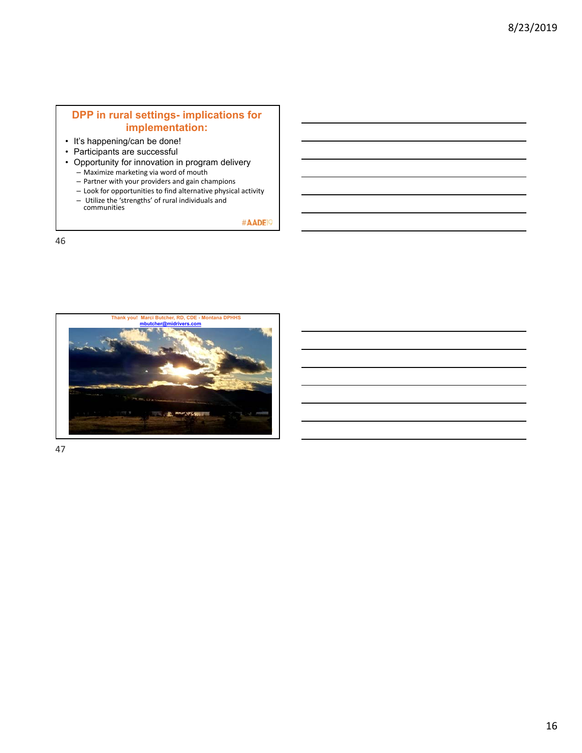## DPP in rural settings- implications for implementation:

- It's happening/can be done!
- Participants are successful
- Opportunity for innovation in program delivery
  - Maximize marketing via word of mouth
  - Partner with your providers and gain champions
  - Look for opportunities to find alternative physical activity
  - Utilize the 'strengths' of rural individuals and communities

#AADE19

Thank you! Marci Butcher, RD, CDE - Montana DPPHS
mbutcher@midrivers.com